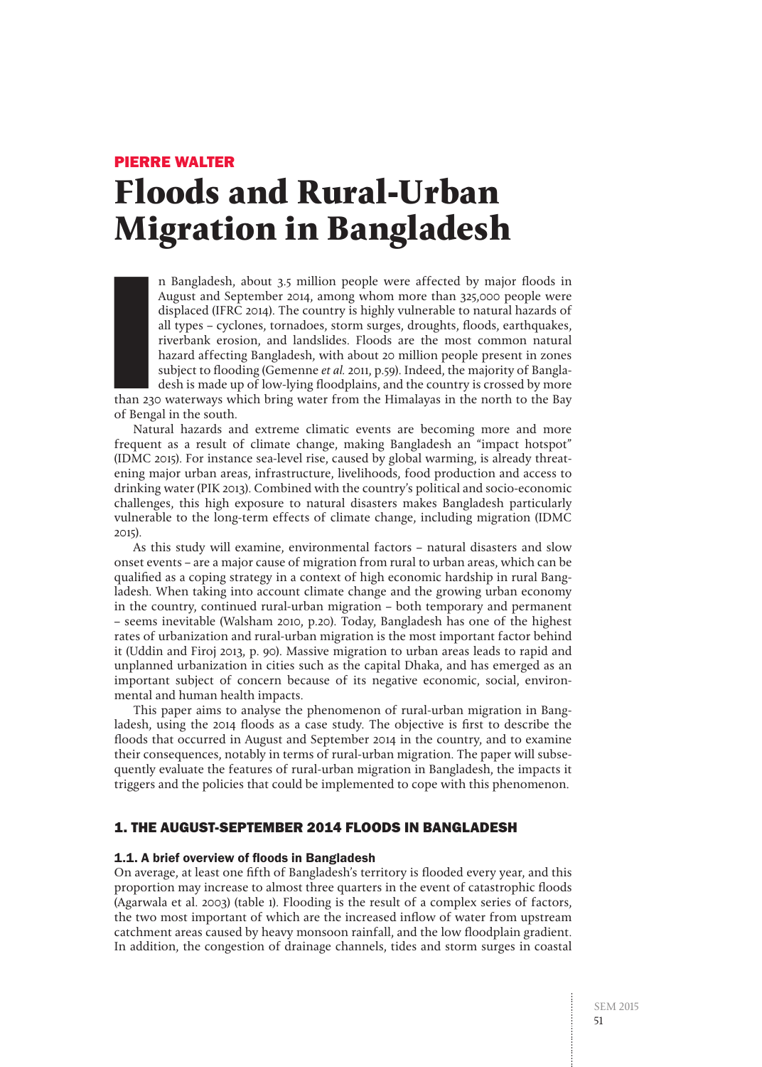PIERRE WALTER

# Floods and Rural-Urban Migration in Bangladesh

In Bangladesh, about 3.5 million people were affected by major floods in August and September 2014, among whom more than 325,000 people were displaced (IFRC 2014). The country is highly vulnerable to natural hazards of all types – cyclones, tornadoes, storm surges, droughts, floods, earthquakes, riverbank erosion, and landslides. Floods are the most common natural hazard affecting Bangladesh, with about 20 million people present in zones subject to flooding (Gemenne *et al.* 2011, p.59). Indeed, the majority of Bangladesh is made up of low-lying floodplains, and the country is crossed by more than 230 waterways which bring water from the Himalayas in the north to the Bay of Bengal in the south.

Natural hazards and extreme climatic events are becoming more and more frequent as a result of climate change, making Bangladesh an "impact hotspot" (IDMC 2015). For instance sea-level rise, caused by global warming, is already threatening major urban areas, infrastructure, livelihoods, food production and access to drinking water (PIK 2013). Combined with the country's political and socio-economic challenges, this high exposure to natural disasters makes Bangladesh particularly vulnerable to the long-term effects of climate change, including migration (IDMC 2015).

As this study will examine, environmental factors – natural disasters and slow onset events – are a major cause of migration from rural to urban areas, which can be qualified as a coping strategy in a context of high economic hardship in rural Bangladesh. When taking into account climate change and the growing urban economy in the country, continued rural-urban migration – both temporary and permanent – seems inevitable (Walsham 2010, p.20). Today, Bangladesh has one of the highest rates of urbanization and rural-urban migration is the most important factor behind it (Uddin and Firoj 2013, p. 90). Massive migration to urban areas leads to rapid and unplanned urbanization in cities such as the capital Dhaka, and has emerged as an important subject of concern because of its negative economic, social, environmental and human health impacts.

This paper aims to analyse the phenomenon of rural-urban migration in Bangladesh, using the 2014 floods as a case study. The objective is first to describe the floods that occurred in August and September 2014 in the country, and to examine their consequences, notably in terms of rural-urban migration. The paper will subsequently evaluate the features of rural-urban migration in Bangladesh, the impacts it triggers and the policies that could be implemented to cope with this phenomenon.

## 1. THE AUGUST-SEPTEMBER 2014 FLOODS IN BANGLADESH

### 1.1. A brief overview of floods in Bangladesh

On average, at least one fifth of Bangladesh's territory is flooded every year, and this proportion may increase to almost three quarters in the event of catastrophic floods (Agarwala et al. 2003) (table 1). Flooding is the result of a complex series of factors, the two most important of which are the increased inflow of water from upstream catchment areas caused by heavy monsoon rainfall, and the low floodplain gradient. In addition, the congestion of drainage channels, tides and storm surges in coastal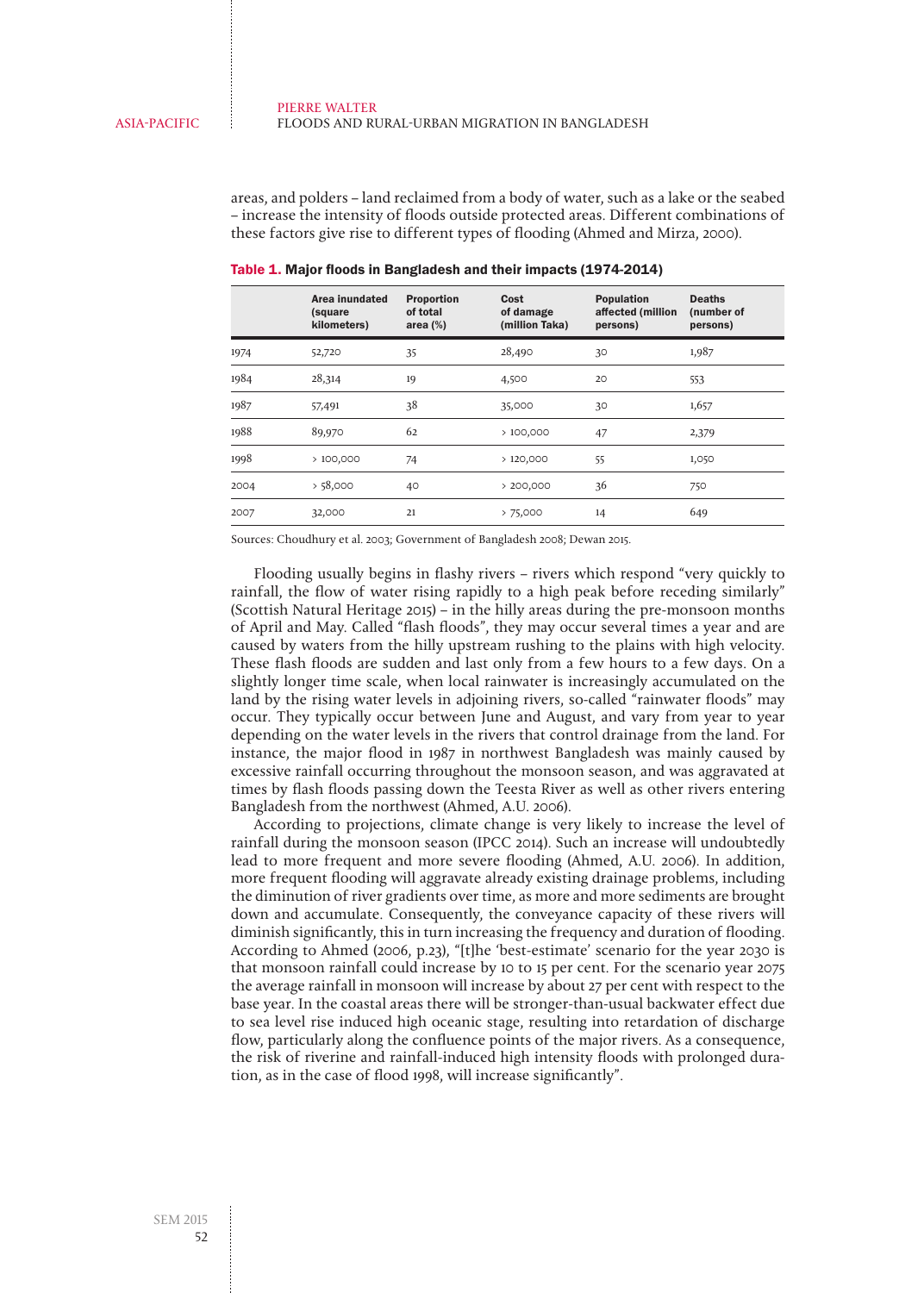areas, and polders – land reclaimed from a body of water, such as a lake or the seabed – increase the intensity of floods outside protected areas. Different combinations of these factors give rise to different types of flooding (Ahmed and Mirza, 2000).

**Table 1. Major floods in Bangladesh and their impacts (1974-2014)**

| | Area inundated (square kilometers) | Proportion of total area (%) | Cost of damage (million Taka) | Population affected (million persons) | Deaths (number of persons) |
|---|---|---|---|---|---|
| 1974 | 52,720 | 35 | 28,490 | 30 | 1,987 |
| 1984 | 28,314 | 19 | 4,500 | 20 | 553 |
| 1987 | 57,491 | 38 | 35,000 | 30 | 1,657 |
| 1988 | 89,970 | 62 | > 100,000 | 47 | 2,379 |
| 1998 | > 100,000 | 74 | > 120,000 | 55 | 1,050 |
| 2004 | > 58,000 | 40 | > 200,000 | 36 | 750 |
| 2007 | 32,000 | 21 | > 75,000 | 14 | 649 |

Sources: Choudhury et al. 2003; Government of Bangladesh 2008; Dewan 2015.

Flooding usually begins in flashy rivers – rivers which respond "very quickly to rainfall, the flow of water rising rapidly to a high peak before receding similarly" (Scottish Natural Heritage 2015) – in the hilly areas during the pre-monsoon months of April and May. Called "flash floods", they may occur several times a year and are caused by waters from the hilly upstream rushing to the plains with high velocity. These flash floods are sudden and last only from a few hours to a few days. On a slightly longer time scale, when local rainwater is increasingly accumulated on the land by the rising water levels in adjoining rivers, so-called "rainwater floods" may occur. They typically occur between June and August, and vary from year to year depending on the water levels in the rivers that control drainage from the land. For instance, the major flood in 1987 in northwest Bangladesh was mainly caused by excessive rainfall occurring throughout the monsoon season, and was aggravated at times by flash floods passing down the Teesta River as well as other rivers entering Bangladesh from the northwest (Ahmed, A.U. 2006).

According to projections, climate change is very likely to increase the level of rainfall during the monsoon season (IPCC 2014). Such an increase will undoubtedly lead to more frequent and more severe flooding (Ahmed, A.U. 2006). In addition, more frequent flooding will aggravate already existing drainage problems, including the diminution of river gradients over time, as more and more sediments are brought down and accumulate. Consequently, the conveyance capacity of these rivers will diminish significantly, this in turn increasing the frequency and duration of flooding. According to Ahmed (2006, p.23), "[t]he 'best-estimate' scenario for the year 2030 is that monsoon rainfall could increase by 10 to 15 per cent. For the scenario year 2075 the average rainfall in monsoon will increase by about 27 per cent with respect to the base year. In the coastal areas there will be stronger-than-usual backwater effect due to sea level rise induced high oceanic stage, resulting into retardation of discharge flow, particularly along the confluence points of the major rivers. As a consequence, the risk of riverine and rainfall-induced high intensity floods with prolonged duration, as in the case of flood 1998, will increase significantly".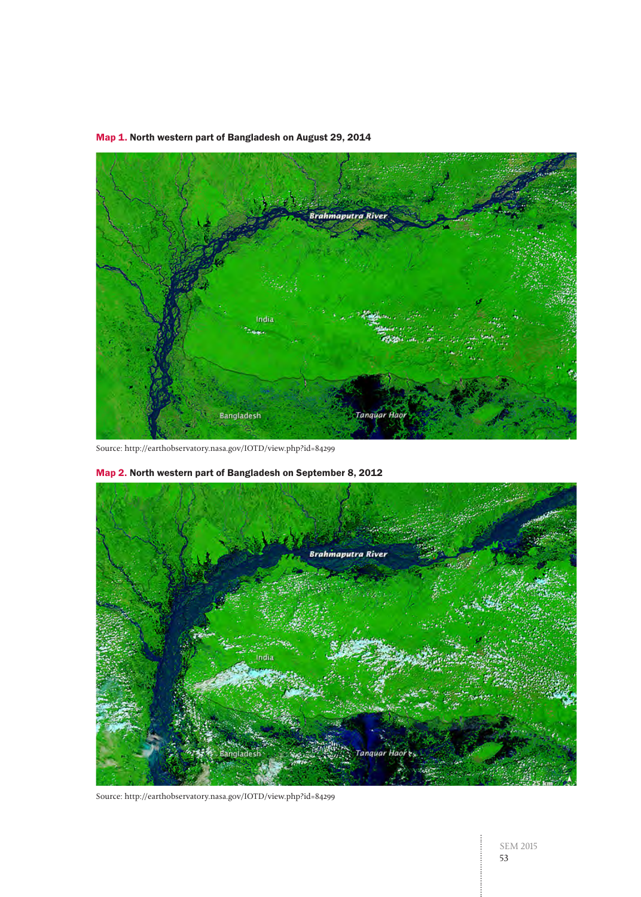**Map 1.** **North western part of Bangladesh on August 29, 2014**

Brahmaputra River

India

Bangladesh

Tanguar Haor

Source: http://earthobservatory.nasa.gov/IOTD/view.php?id=84299

**Map 2.** **North western part of Bangladesh on September 8, 2012**

Brahmaputra River

India

Bangladesh

Tanguar Haor

25 km

Source: http://earthobservatory.nasa.gov/IOTD/view.php?id=84299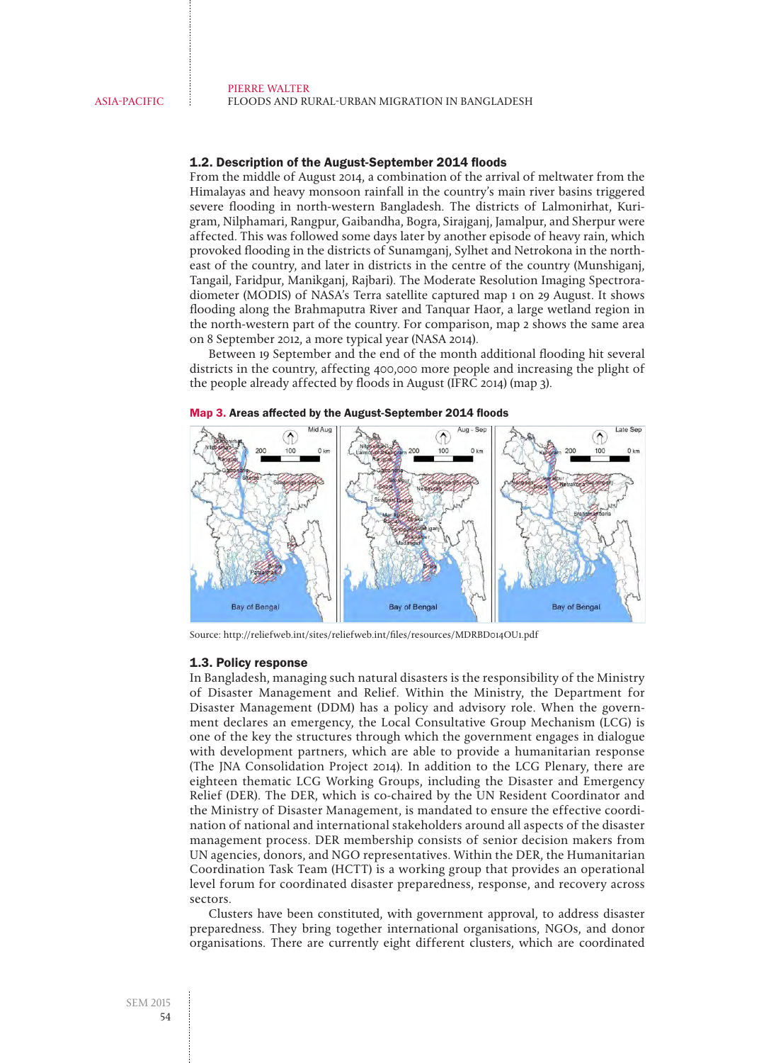### 1.2. Description of the August-September 2014 floods

From the middle of August 2014, a combination of the arrival of meltwater from the Himalayas and heavy monsoon rainfall in the country's main river basins triggered severe flooding in north-western Bangladesh. The districts of Lalmonirhat, Kurigram, Nilphamari, Rangpur, Gaibandha, Bogra, Sirajganj, Jamalpur, and Sherpur were affected. This was followed some days later by another episode of heavy rain, which provoked flooding in the districts of Sunamganj, Sylhet and Netrokona in the north-east of the country, and later in districts in the centre of the country (Munshiganj, Tangail, Faridpur, Manikganj, Rajbari). The Moderate Resolution Imaging Spectroradiometer (MODIS) of NASA's Terra satellite captured map 1 on 29 August. It shows flooding along the Brahmaputra River and Tanquar Haor, a large wetland region in the north-western part of the country. For comparison, map 2 shows the same area on 8 September 2012, a more typical year (NASA 2014).

Between 19 September and the end of the month additional flooding hit several districts in the country, affecting 400,000 more people and increasing the plight of the people already affected by floods in August (IFRC 2014) (map 3).

**Map 3. Areas affected by the August-September 2014 floods**

Mid Aug
200 100 0 km
Bay of Bengal

Aug - Sep
200 100 0 km
Bay of Bengal

Late Sep
200 100 0 km
Bay of Bengal

Source: http://reliefweb.int/sites/reliefweb.int/files/resources/MDRBD014OU1.pdf

### 1.3. Policy response

In Bangladesh, managing such natural disasters is the responsibility of the Ministry of Disaster Management and Relief. Within the Ministry, the Department for Disaster Management (DDM) has a policy and advisory role. When the government declares an emergency, the Local Consultative Group Mechanism (LCG) is one of the key the structures through which the government engages in dialogue with development partners, which are able to provide a humanitarian response (The JNA Consolidation Project 2014). In addition to the LCG Plenary, there are eighteen thematic LCG Working Groups, including the Disaster and Emergency Relief (DER). The DER, which is co-chaired by the UN Resident Coordinator and the Ministry of Disaster Management, is mandated to ensure the effective coordination of national and international stakeholders around all aspects of the disaster management process. DER membership consists of senior decision makers from UN agencies, donors, and NGO representatives. Within the DER, the Humanitarian Coordination Task Team (HCTT) is a working group that provides an operational level forum for coordinated disaster preparedness, response, and recovery across sectors.

Clusters have been constituted, with government approval, to address disaster preparedness. They bring together international organisations, NGOs, and donor organisations. There are currently eight different clusters, which are coordinated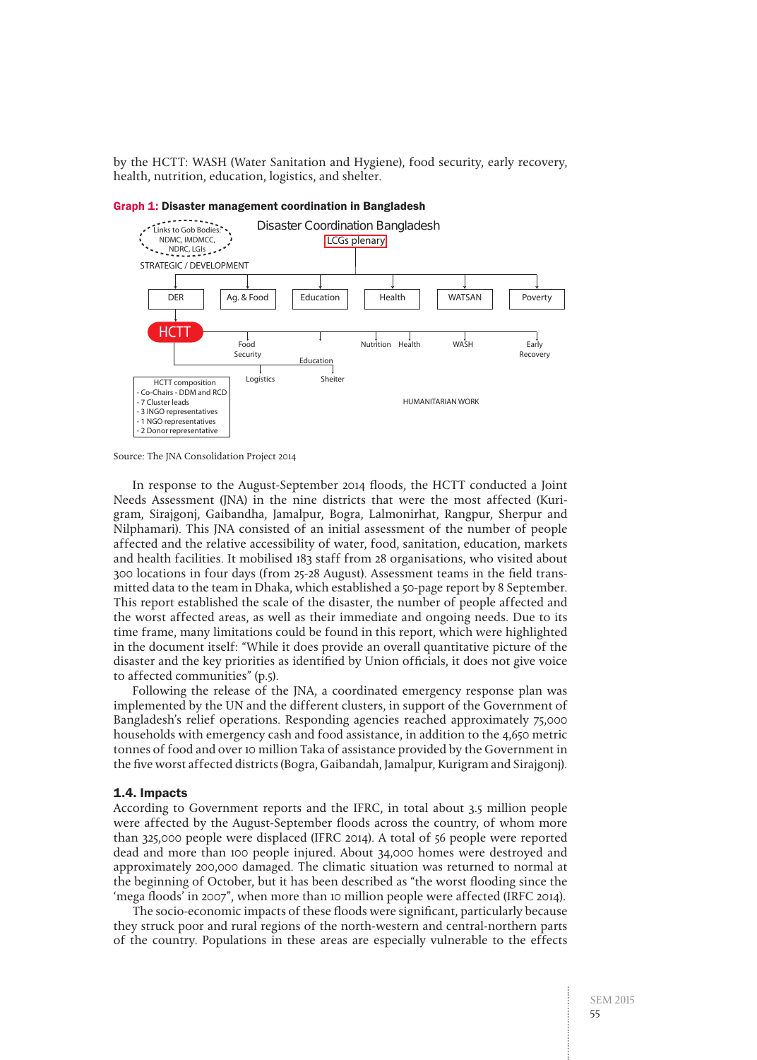by the HCTT: WASH (Water Sanitation and Hygiene), food security, early recovery, health, nutrition, education, logistics, and shelter.

**Graph 1: Disaster management coordination in Bangladesh**

Links to GoB Bodies: NDMC, IMDMCC, NDRC, LGIs

Disaster Coordination Bangladesh

LCGs plenary

STRATEGIC / DEVELOPMENT

DER

Ag. & Food

Education

Health

WATSAN

Poverty

HCTT

Food Security

Education

Nutrition

Health

WASH

Early Recovery

Logistics

Shelter

HCTT composition
- Co-Chairs - DDM and RCD
- 7 Cluster leads
- 3 INGO representatives
- 1 NGO representatives
- 2 Donor representative

HUMANITARIAN WORK

Source: The JNA Consolidation Project 2014

In response to the August-September 2014 floods, the HCTT conducted a Joint Needs Assessment (JNA) in the nine districts that were the most affected (Kurigram, Sirajgonj, Gaibandha, Jamalpur, Bogra, Lalmonirhat, Rangpur, Sherpur and Nilphamari). This JNA consisted of an initial assessment of the number of people affected and the relative accessibility of water, food, sanitation, education, markets and health facilities. It mobilised 183 staff from 28 organisations, who visited about 300 locations in four days (from 25-28 August). Assessment teams in the field transmitted data to the team in Dhaka, which established a 50-page report by 8 September. This report established the scale of the disaster, the number of people affected and the worst affected areas, as well as their immediate and ongoing needs. Due to its time frame, many limitations could be found in this report, which were highlighted in the document itself: "While it does provide an overall quantitative picture of the disaster and the key priorities as identified by Union officials, it does not give voice to affected communities" (p.5).

Following the release of the JNA, a coordinated emergency response plan was implemented by the UN and the different clusters, in support of the Government of Bangladesh's relief operations. Responding agencies reached approximately 75,000 households with emergency cash and food assistance, in addition to the 4,650 metric tonnes of food and over 10 million Taka of assistance provided by the Government in the five worst affected districts (Bogra, Gaibandah, Jamalpur, Kurigram and Sirajgonj).

## 1.4. Impacts

According to Government reports and the IFRC, in total about 3.5 million people were affected by the August-September floods across the country, of whom more than 325,000 people were displaced (IFRC 2014). A total of 56 people were reported dead and more than 100 people injured. About 34,000 homes were destroyed and approximately 200,000 damaged. The climatic situation was returned to normal at the beginning of October, but it has been described as "the worst flooding since the 'mega floods' in 2007", when more than 10 million people were affected (IRFC 2014).

The socio-economic impacts of these floods were significant, particularly because they struck poor and rural regions of the north-western and central-northern parts of the country. Populations in these areas are especially vulnerable to the effects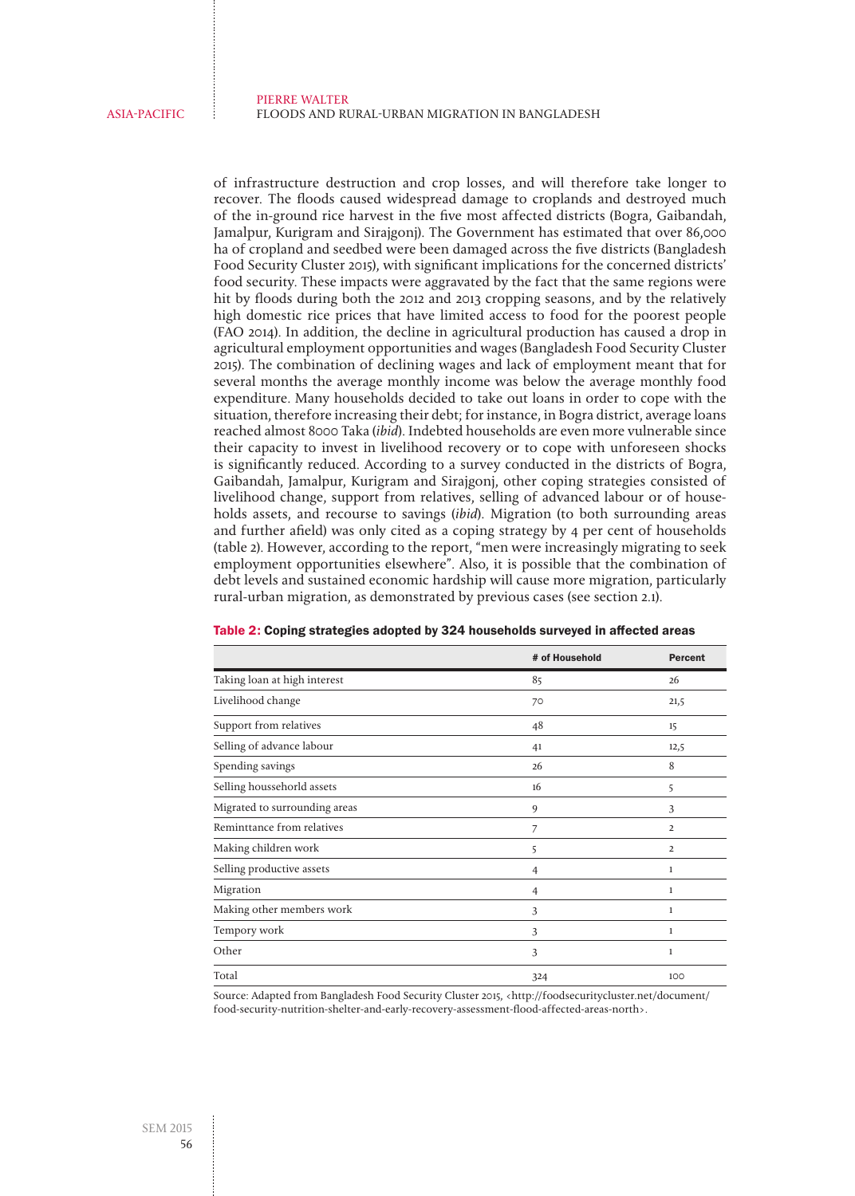of infrastructure destruction and crop losses, and will therefore take longer to recover. The floods caused widespread damage to croplands and destroyed much of the in-ground rice harvest in the five most affected districts (Bogra, Gaibandah, Jamalpur, Kurigram and Sirajgonj). The Government has estimated that over 86,000 ha of cropland and seedbed were been damaged across the five districts (Bangladesh Food Security Cluster 2015), with significant implications for the concerned districts' food security. These impacts were aggravated by the fact that the same regions were hit by floods during both the 2012 and 2013 cropping seasons, and by the relatively high domestic rice prices that have limited access to food for the poorest people (FAO 2014). In addition, the decline in agricultural production has caused a drop in agricultural employment opportunities and wages (Bangladesh Food Security Cluster 2015). The combination of declining wages and lack of employment meant that for several months the average monthly income was below the average monthly food expenditure. Many households decided to take out loans in order to cope with the situation, therefore increasing their debt; for instance, in Bogra district, average loans reached almost 8000 Taka (*ibid*). Indebted households are even more vulnerable since their capacity to invest in livelihood recovery or to cope with unforeseen shocks is significantly reduced. According to a survey conducted in the districts of Bogra, Gaibandah, Jamalpur, Kurigram and Sirajgonj, other coping strategies consisted of livelihood change, support from relatives, selling of advanced labour or of households assets, and recourse to savings (*ibid*). Migration (to both surrounding areas and further afield) was only cited as a coping strategy by 4 per cent of households (table 2). However, according to the report, "men were increasingly migrating to seek employment opportunities elsewhere". Also, it is possible that the combination of debt levels and sustained economic hardship will cause more migration, particularly rural-urban migration, as demonstrated by previous cases (see section 2.1).

**Table 2: Coping strategies adopted by 324 households surveyed in affected areas**

| | # of Household | Percent |
|---|---|---|
| Taking loan at high interest | 85 | 26 |
| Livelihood change | 70 | 21,5 |
| Support from relatives | 48 | 15 |
| Selling of advance labour | 41 | 12,5 |
| Spending savings | 26 | 8 |
| Selling housseholrd assets | 16 | 5 |
| Migrated to surrounding areas | 9 | 3 |
| Reminttance from relatives | 7 | 2 |
| Making children work | 5 | 2 |
| Selling productive assets | 4 | 1 |
| Migration | 4 | 1 |
| Making other members work | 3 | 1 |
| Tempory work | 3 | 1 |
| Other | 3 | 1 |
| Total | 324 | 100 |

Source: Adapted from Bangladesh Food Security Cluster 2015, <http://foodsecuritycluster.net/document/food-security-nutrition-shelter-and-early-recovery-assessment-flood-affected-areas-north>.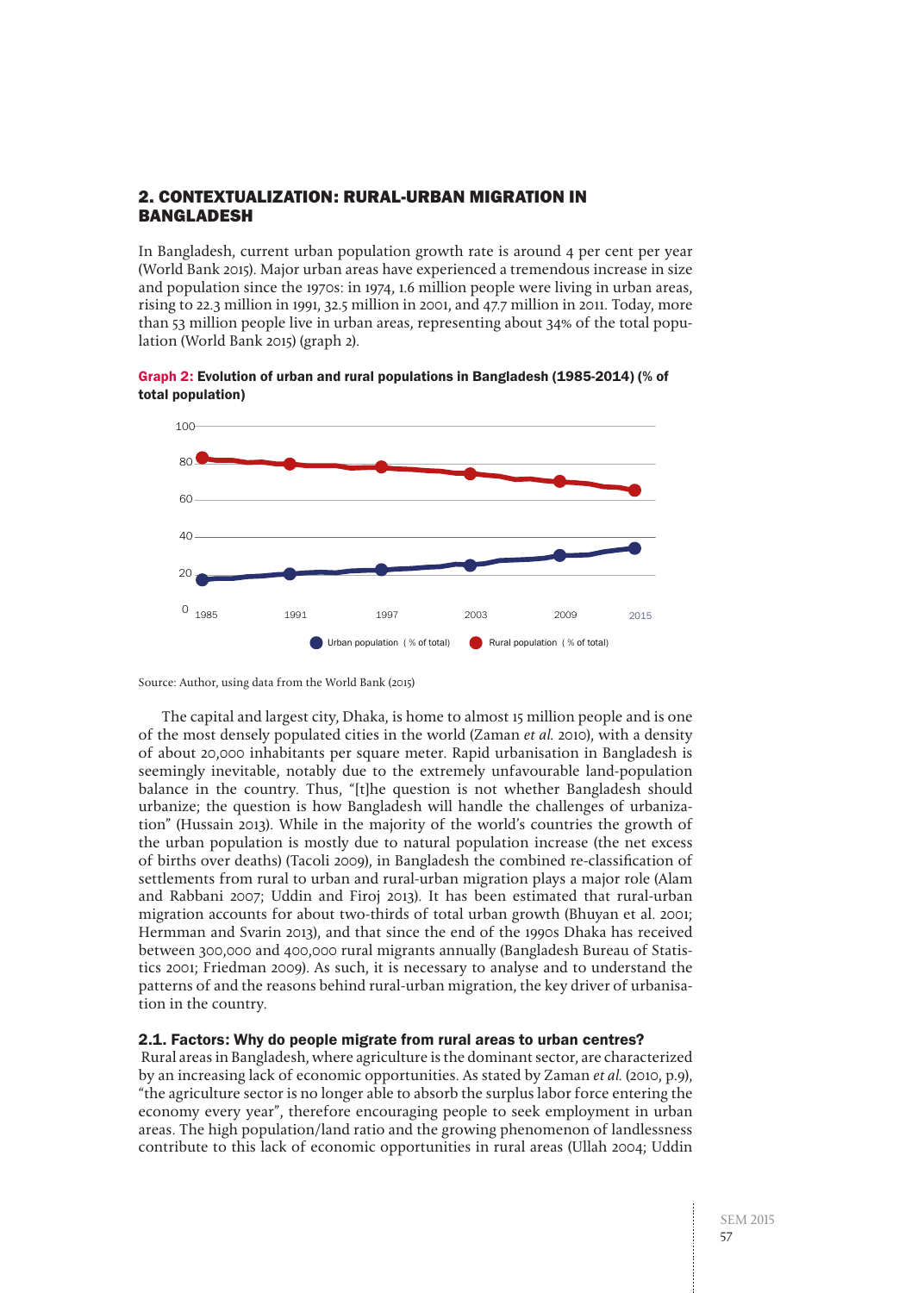## 2. CONTEXTUALIZATION: RURAL-URBAN MIGRATION IN BANGLADESH

In Bangladesh, current urban population growth rate is around 4 per cent per year (World Bank 2015). Major urban areas have experienced a tremendous increase in size and population since the 1970s: in 1974, 1.6 million people were living in urban areas, rising to 22.3 million in 1991, 32.5 million in 2001, and 47.7 million in 2011. Today, more than 53 million people live in urban areas, representing about 34% of the total population (World Bank 2015) (graph 2).

**Graph 2: Evolution of urban and rural populations in Bangladesh (1985-2014) (% of total population)**

100
80
60
40
20
0
1985
1991
1997
2003
2009
2015
Urban population ( % of total)
Rural population ( % of total)

Source: Author, using data from the World Bank (2015)

The capital and largest city, Dhaka, is home to almost 15 million people and is one of the most densely populated cities in the world (Zaman *et al.* 2010), with a density of about 20,000 inhabitants per square meter. Rapid urbanisation in Bangladesh is seemingly inevitable, notably due to the extremely unfavourable land-population balance in the country. Thus, "[t]he question is not whether Bangladesh should urbanize; the question is how Bangladesh will handle the challenges of urbanization" (Hussain 2013). While in the majority of the world's countries the growth of the urban population is mostly due to natural population increase (the net excess of births over deaths) (Tacoli 2009), in Bangladesh the combined re-classification of settlements from rural to urban and rural-urban migration plays a major role (Alam and Rabbani 2007; Uddin and Firoj 2013). It has been estimated that rural-urban migration accounts for about two-thirds of total urban growth (Bhuyan et al. 2001; Hermman and Svarin 2013), and that since the end of the 1990s Dhaka has received between 300,000 and 400,000 rural migrants annually (Bangladesh Bureau of Statistics 2001; Friedman 2009). As such, it is necessary to analyse and to understand the patterns of and the reasons behind rural-urban migration, the key driver of urbanisation in the country.

### 2.1. Factors: Why do people migrate from rural areas to urban centres?

Rural areas in Bangladesh, where agriculture is the dominant sector, are characterized by an increasing lack of economic opportunities. As stated by Zaman *et al.* (2010, p.9), "the agriculture sector is no longer able to absorb the surplus labor force entering the economy every year", therefore encouraging people to seek employment in urban areas. The high population/land ratio and the growing phenomenon of landlessness contribute to this lack of economic opportunities in rural areas (Ullah 2004; Uddin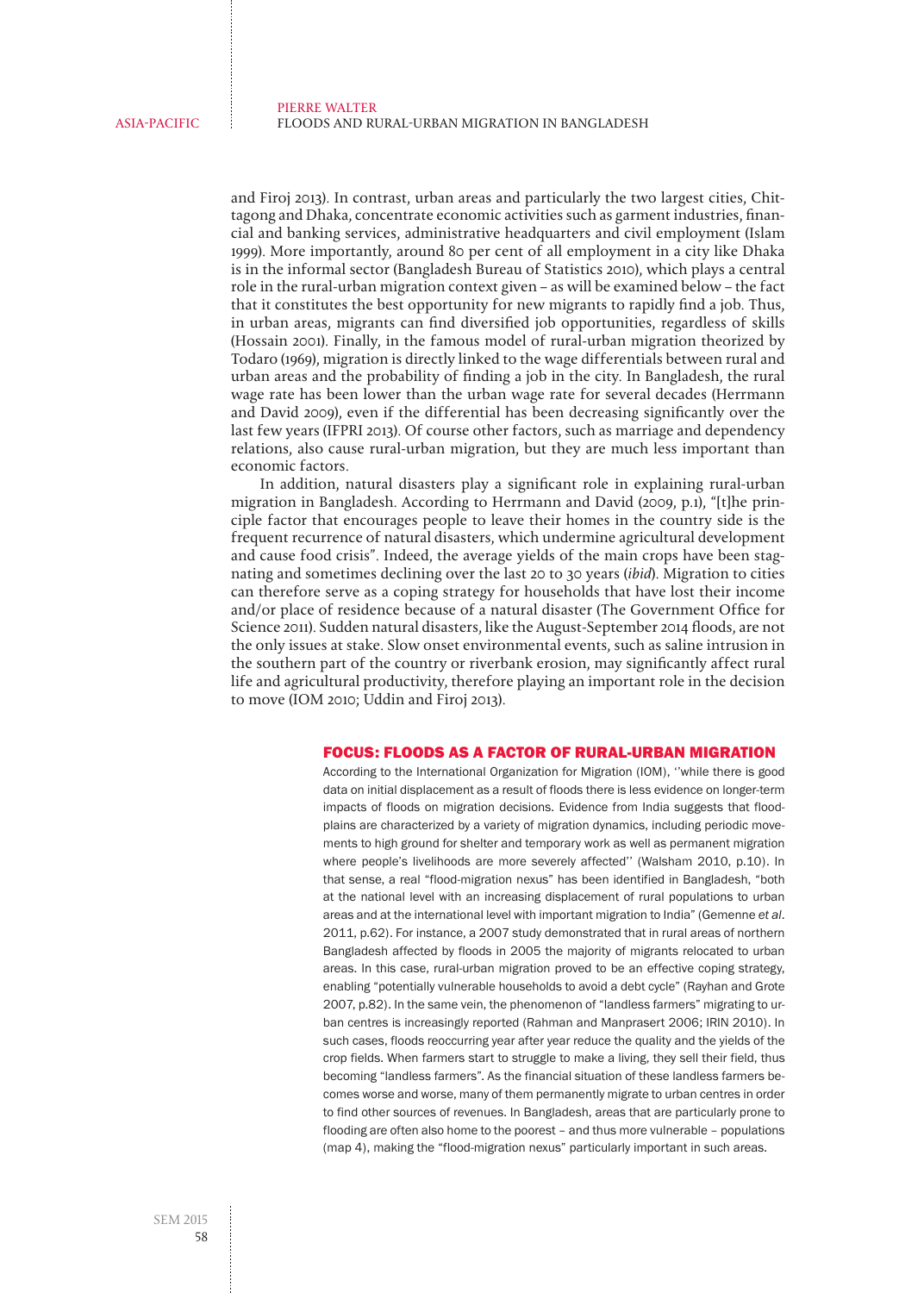and Firoj 2013). In contrast, urban areas and particularly the two largest cities, Chittagong and Dhaka, concentrate economic activities such as garment industries, financial and banking services, administrative headquarters and civil employment (Islam 1999). More importantly, around 80 per cent of all employment in a city like Dhaka is in the informal sector (Bangladesh Bureau of Statistics 2010), which plays a central role in the rural-urban migration context given – as will be examined below – the fact that it constitutes the best opportunity for new migrants to rapidly find a job. Thus, in urban areas, migrants can find diversified job opportunities, regardless of skills (Hossain 2001). Finally, in the famous model of rural-urban migration theorized by Todaro (1969), migration is directly linked to the wage differentials between rural and urban areas and the probability of finding a job in the city. In Bangladesh, the rural wage rate has been lower than the urban wage rate for several decades (Herrmann and David 2009), even if the differential has been decreasing significantly over the last few years (IFPRI 2013). Of course other factors, such as marriage and dependency relations, also cause rural-urban migration, but they are much less important than economic factors.

In addition, natural disasters play a significant role in explaining rural-urban migration in Bangladesh. According to Herrmann and David (2009, p.1), "[t]he principle factor that encourages people to leave their homes in the country side is the frequent recurrence of natural disasters, which undermine agricultural development and cause food crisis". Indeed, the average yields of the main crops have been stagnating and sometimes declining over the last 20 to 30 years (*ibid*). Migration to cities can therefore serve as a coping strategy for households that have lost their income and/or place of residence because of a natural disaster (The Government Office for Science 2011). Sudden natural disasters, like the August-September 2014 floods, are not the only issues at stake. Slow onset environmental events, such as saline intrusion in the southern part of the country or riverbank erosion, may significantly affect rural life and agricultural productivity, therefore playing an important role in the decision to move (IOM 2010; Uddin and Firoj 2013).

## FOCUS: FLOODS AS A FACTOR OF RURAL-URBAN MIGRATION

According to the International Organization for Migration (IOM), ''while there is good data on initial displacement as a result of floods there is less evidence on longer-term impacts of floods on migration decisions. Evidence from India suggests that floodplains are characterized by a variety of migration dynamics, including periodic movements to high ground for shelter and temporary work as well as permanent migration where people's livelihoods are more severely affected'' (Walsham 2010, p.10). In that sense, a real "flood-migration nexus" has been identified in Bangladesh, "both at the national level with an increasing displacement of rural populations to urban areas and at the international level with important migration to India" (Gemenne *et al*. 2011, p.62). For instance, a 2007 study demonstrated that in rural areas of northern Bangladesh affected by floods in 2005 the majority of migrants relocated to urban areas. In this case, rural-urban migration proved to be an effective coping strategy, enabling "potentially vulnerable households to avoid a debt cycle" (Rayhan and Grote 2007, p.82). In the same vein, the phenomenon of "landless farmers" migrating to urban centres is increasingly reported (Rahman and Manprasert 2006; IRIN 2010). In such cases, floods reoccurring year after year reduce the quality and the yields of the crop fields. When farmers start to struggle to make a living, they sell their field, thus becoming "landless farmers". As the financial situation of these landless farmers becomes worse and worse, many of them permanently migrate to urban centres in order to find other sources of revenues. In Bangladesh, areas that are particularly prone to flooding are often also home to the poorest – and thus more vulnerable – populations (map 4), making the "flood-migration nexus" particularly important in such areas.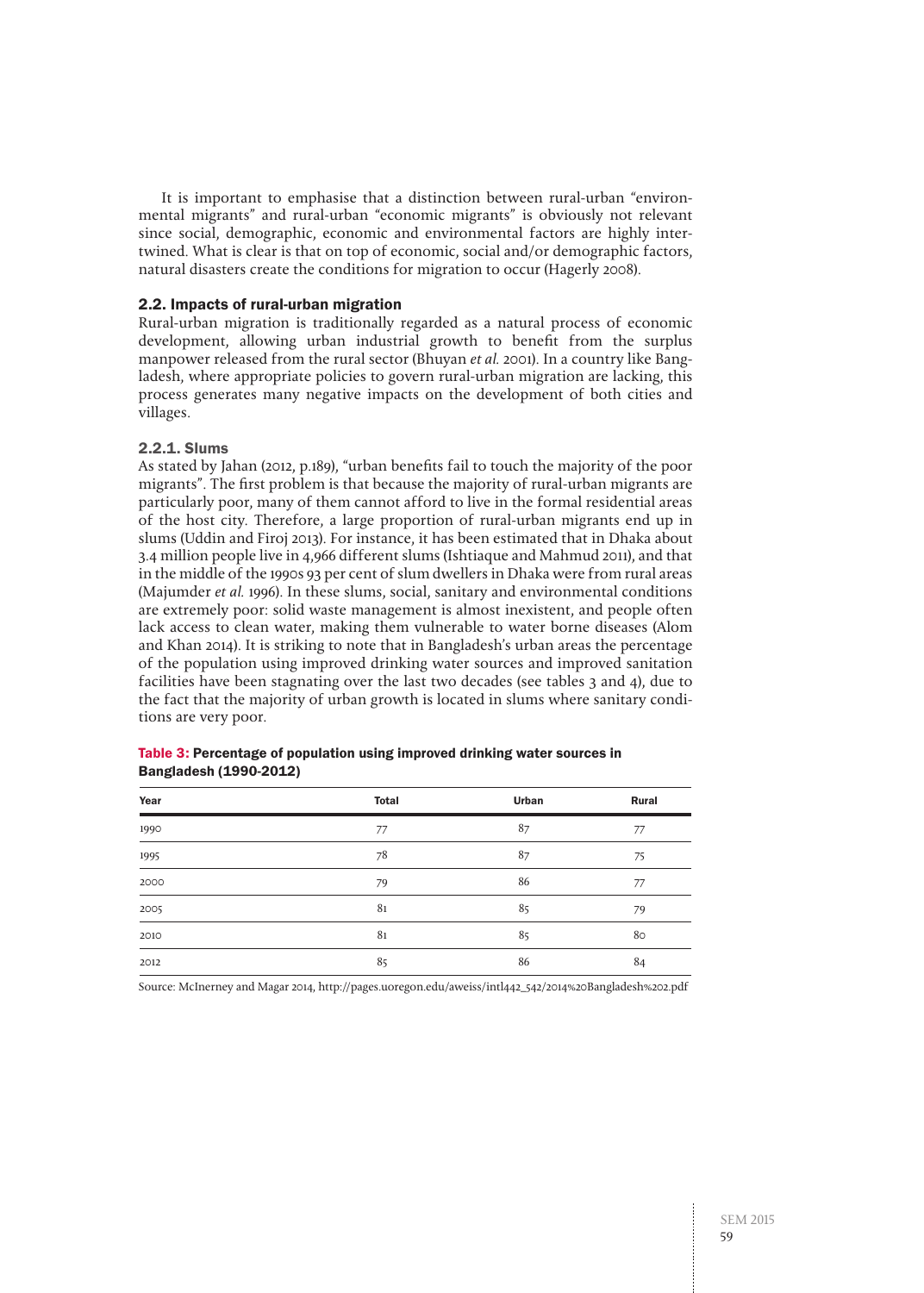It is important to emphasise that a distinction between rural-urban "environmental migrants" and rural-urban "economic migrants" is obviously not relevant since social, demographic, economic and environmental factors are highly intertwined. What is clear is that on top of economic, social and/or demographic factors, natural disasters create the conditions for migration to occur (Hagerly 2008).

### 2.2. Impacts of rural-urban migration

Rural-urban migration is traditionally regarded as a natural process of economic development, allowing urban industrial growth to benefit from the surplus manpower released from the rural sector (Bhuyan *et al.* 2001). In a country like Bangladesh, where appropriate policies to govern rural-urban migration are lacking, this process generates many negative impacts on the development of both cities and villages.

#### 2.2.1. Slums

As stated by Jahan (2012, p.189), "urban benefits fail to touch the majority of the poor migrants". The first problem is that because the majority of rural-urban migrants are particularly poor, many of them cannot afford to live in the formal residential areas of the host city. Therefore, a large proportion of rural-urban migrants end up in slums (Uddin and Firoj 2013). For instance, it has been estimated that in Dhaka about 3.4 million people live in 4,966 different slums (Ishtiaque and Mahmud 2011), and that in the middle of the 1990s 93 per cent of slum dwellers in Dhaka were from rural areas (Majumder *et al.* 1996). In these slums, social, sanitary and environmental conditions are extremely poor: solid waste management is almost inexistent, and people often lack access to clean water, making them vulnerable to water borne diseases (Alom and Khan 2014). It is striking to note that in Bangladesh's urban areas the percentage of the population using improved drinking water sources and improved sanitation facilities have been stagnating over the last two decades (see tables 3 and 4), due to the fact that the majority of urban growth is located in slums where sanitary conditions are very poor.

**Table 3: Percentage of population using improved drinking water sources in Bangladesh (1990-2012)**

| Year | Total | Urban | Rural |
|---|---|---|---|
| 1990 | 77 | 87 | 77 |
| 1995 | 78 | 87 | 75 |
| 2000 | 79 | 86 | 77 |
| 2005 | 81 | 85 | 79 |
| 2010 | 81 | 85 | 80 |
| 2012 | 85 | 86 | 84 |

Source: McInerney and Magar 2014, http://pages.uoregon.edu/aweiss/intl442_542/2014%20Bangladesh%202.pdf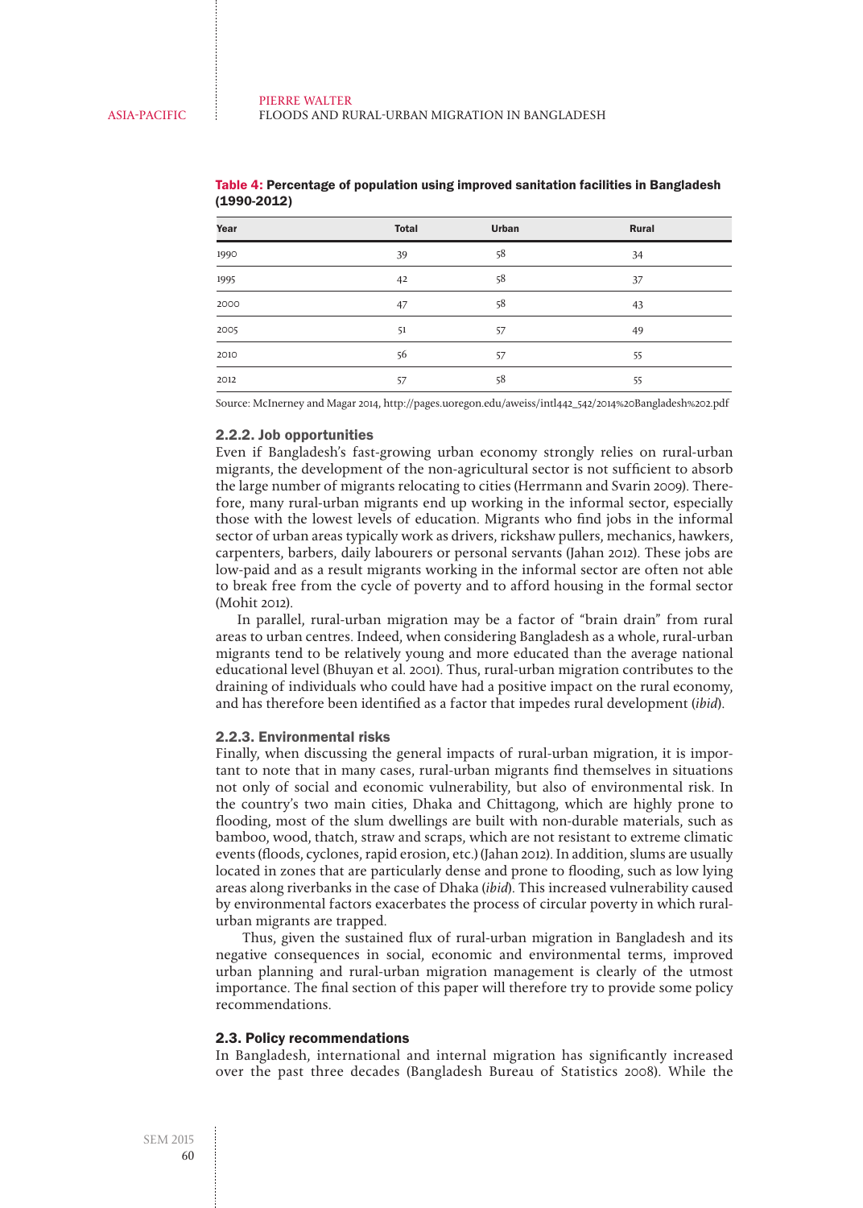**Table 4: Percentage of population using improved sanitation facilities in Bangladesh (1990-2012)**

| Year | Total | Urban | Rural |
|---|---|---|---|
| 1990 | 39 | 58 | 34 |
| 1995 | 42 | 58 | 37 |
| 2000 | 47 | 58 | 43 |
| 2005 | 51 | 57 | 49 |
| 2010 | 56 | 57 | 55 |
| 2012 | 57 | 58 | 55 |

Source: McInerney and Magar 2014, http://pages.uoregon.edu/aweiss/intl442_542/2014%20Bangladesh%202.pdf

### 2.2.2. Job opportunities

Even if Bangladesh's fast-growing urban economy strongly relies on rural-urban migrants, the development of the non-agricultural sector is not sufficient to absorb the large number of migrants relocating to cities (Herrmann and Svarin 2009). Therefore, many rural-urban migrants end up working in the informal sector, especially those with the lowest levels of education. Migrants who find jobs in the informal sector of urban areas typically work as drivers, rickshaw pullers, mechanics, hawkers, carpenters, barbers, daily labourers or personal servants (Jahan 2012). These jobs are low-paid and as a result migrants working in the informal sector are often not able to break free from the cycle of poverty and to afford housing in the formal sector (Mohit 2012).

In parallel, rural-urban migration may be a factor of "brain drain" from rural areas to urban centres. Indeed, when considering Bangladesh as a whole, rural-urban migrants tend to be relatively young and more educated than the average national educational level (Bhuyan et al. 2001). Thus, rural-urban migration contributes to the draining of individuals who could have had a positive impact on the rural economy, and has therefore been identified as a factor that impedes rural development (*ibid*).

### 2.2.3. Environmental risks

Finally, when discussing the general impacts of rural-urban migration, it is important to note that in many cases, rural-urban migrants find themselves in situations not only of social and economic vulnerability, but also of environmental risk. In the country's two main cities, Dhaka and Chittagong, which are highly prone to flooding, most of the slum dwellings are built with non-durable materials, such as bamboo, wood, thatch, straw and scraps, which are not resistant to extreme climatic events (floods, cyclones, rapid erosion, etc.) (Jahan 2012). In addition, slums are usually located in zones that are particularly dense and prone to flooding, such as low lying areas along riverbanks in the case of Dhaka (*ibid*). This increased vulnerability caused by environmental factors exacerbates the process of circular poverty in which rural-urban migrants are trapped.

Thus, given the sustained flux of rural-urban migration in Bangladesh and its negative consequences in social, economic and environmental terms, improved urban planning and rural-urban migration management is clearly of the utmost importance. The final section of this paper will therefore try to provide some policy recommendations.

## 2.3. Policy recommendations

In Bangladesh, international and internal migration has significantly increased over the past three decades (Bangladesh Bureau of Statistics 2008). While the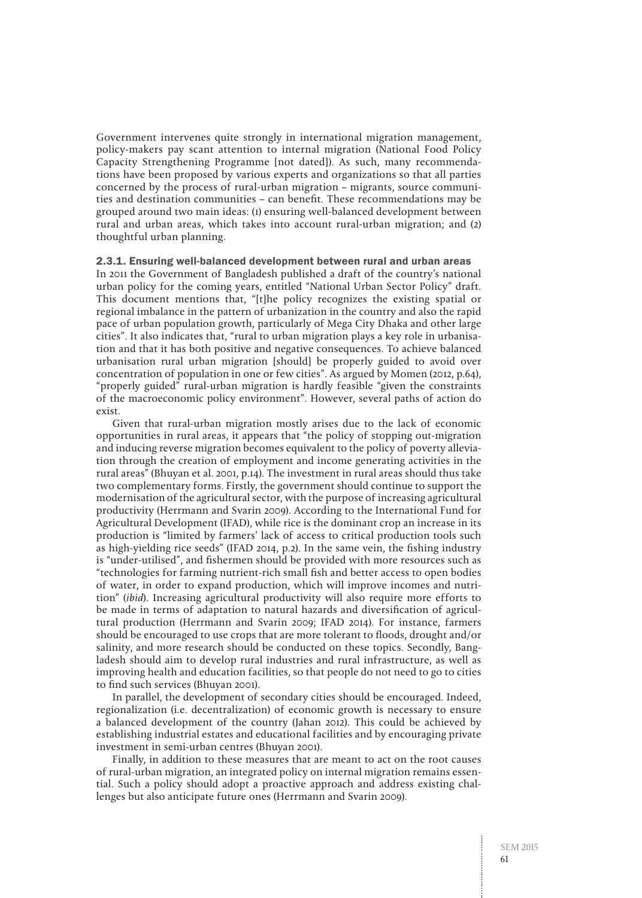Government intervenes quite strongly in international migration management, policy-makers pay scant attention to internal migration (National Food Policy Capacity Strengthening Programme [not dated]). As such, many recommendations have been proposed by various experts and organizations so that all parties concerned by the process of rural-urban migration – migrants, source communities and destination communities – can benefit. These recommendations may be grouped around two main ideas: (1) ensuring well-balanced development between rural and urban areas, which takes into account rural-urban migration; and (2) thoughtful urban planning.

### 2.3.1. Ensuring well-balanced development between rural and urban areas

In 2011 the Government of Bangladesh published a draft of the country's national urban policy for the coming years, entitled "National Urban Sector Policy" draft. This document mentions that, "[t]he policy recognizes the existing spatial or regional imbalance in the pattern of urbanization in the country and also the rapid pace of urban population growth, particularly of Mega City Dhaka and other large cities". It also indicates that, "rural to urban migration plays a key role in urbanisation and that it has both positive and negative consequences. To achieve balanced urbanisation rural urban migration [should] be properly guided to avoid over concentration of population in one or few cities". As argued by Momen (2012, p.64), "properly guided" rural-urban migration is hardly feasible "given the constraints of the macroeconomic policy environment". However, several paths of action do exist.

Given that rural-urban migration mostly arises due to the lack of economic opportunities in rural areas, it appears that "the policy of stopping out-migration and inducing reverse migration becomes equivalent to the policy of poverty alleviation through the creation of employment and income generating activities in the rural areas" (Bhuyan et al. 2001, p.14). The investment in rural areas should thus take two complementary forms. Firstly, the government should continue to support the modernisation of the agricultural sector, with the purpose of increasing agricultural productivity (Herrmann and Svarin 2009). According to the International Fund for Agricultural Development (IFAD), while rice is the dominant crop an increase in its production is "limited by farmers' lack of access to critical production tools such as high-yielding rice seeds" (IFAD 2014, p.2). In the same vein, the fishing industry is "under-utilised", and fishermen should be provided with more resources such as "technologies for farming nutrient-rich small fish and better access to open bodies of water, in order to expand production, which will improve incomes and nutrition" (*ibid*). Increasing agricultural productivity will also require more efforts to be made in terms of adaptation to natural hazards and diversification of agricultural production (Herrmann and Svarin 2009; IFAD 2014). For instance, farmers should be encouraged to use crops that are more tolerant to floods, drought and/or salinity, and more research should be conducted on these topics. Secondly, Bangladesh should aim to develop rural industries and rural infrastructure, as well as improving health and education facilities, so that people do not need to go to cities to find such services (Bhuyan 2001).

In parallel, the development of secondary cities should be encouraged. Indeed, regionalization (i.e. decentralization) of economic growth is necessary to ensure a balanced development of the country (Jahan 2012). This could be achieved by establishing industrial estates and educational facilities and by encouraging private investment in semi-urban centres (Bhuyan 2001).

Finally, in addition to these measures that are meant to act on the root causes of rural-urban migration, an integrated policy on internal migration remains essential. Such a policy should adopt a proactive approach and address existing challenges but also anticipate future ones (Herrmann and Svarin 2009).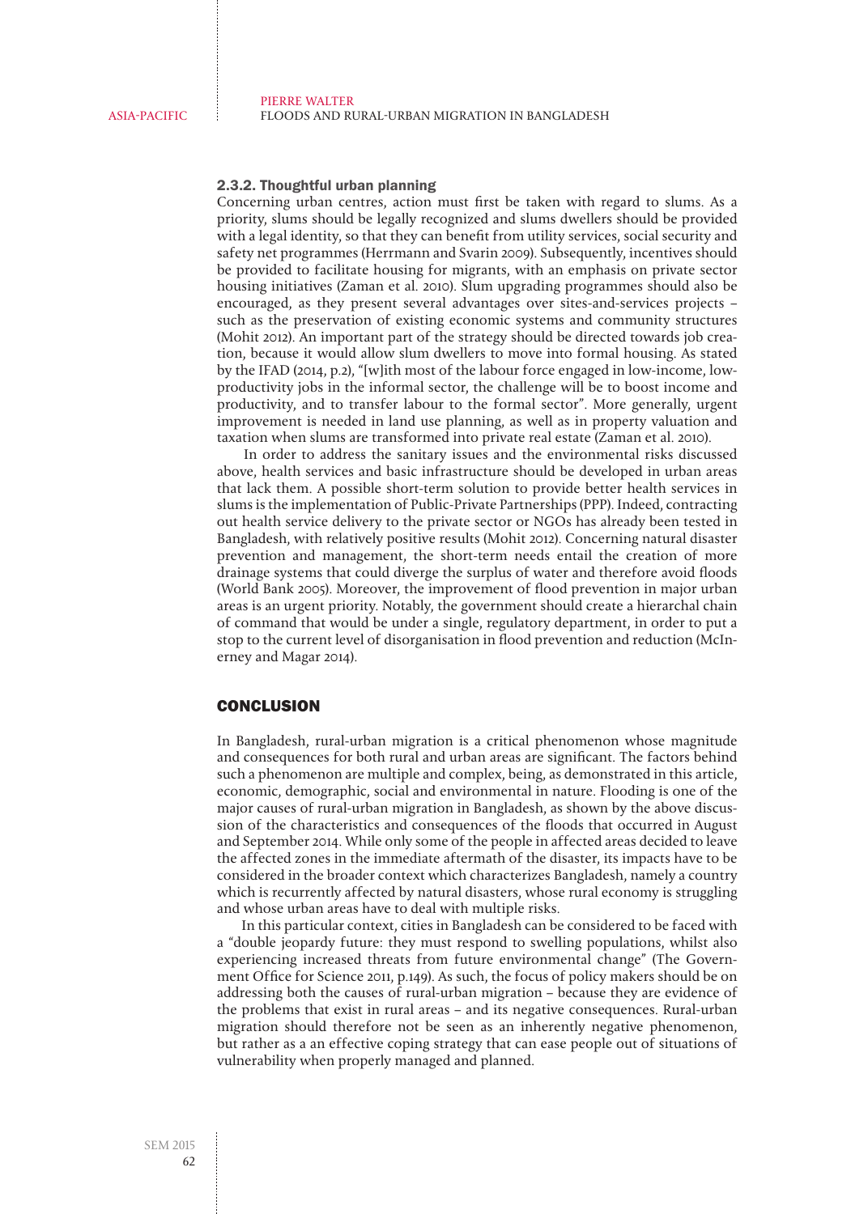### 2.3.2. Thoughtful urban planning

Concerning urban centres, action must first be taken with regard to slums. As a priority, slums should be legally recognized and slums dwellers should be provided with a legal identity, so that they can benefit from utility services, social security and safety net programmes (Herrmann and Svarin 2009). Subsequently, incentives should be provided to facilitate housing for migrants, with an emphasis on private sector housing initiatives (Zaman et al. 2010). Slum upgrading programmes should also be encouraged, as they present several advantages over sites-and-services projects – such as the preservation of existing economic systems and community structures (Mohit 2012). An important part of the strategy should be directed towards job creation, because it would allow slum dwellers to move into formal housing. As stated by the IFAD (2014, p.2), "[w]ith most of the labour force engaged in low-income, low-productivity jobs in the informal sector, the challenge will be to boost income and productivity, and to transfer labour to the formal sector". More generally, urgent improvement is needed in land use planning, as well as in property valuation and taxation when slums are transformed into private real estate (Zaman et al. 2010).

In order to address the sanitary issues and the environmental risks discussed above, health services and basic infrastructure should be developed in urban areas that lack them. A possible short-term solution to provide better health services in slums is the implementation of Public-Private Partnerships (PPP). Indeed, contracting out health service delivery to the private sector or NGOs has already been tested in Bangladesh, with relatively positive results (Mohit 2012). Concerning natural disaster prevention and management, the short-term needs entail the creation of more drainage systems that could diverge the surplus of water and therefore avoid floods (World Bank 2005). Moreover, the improvement of flood prevention in major urban areas is an urgent priority. Notably, the government should create a hierarchal chain of command that would be under a single, regulatory department, in order to put a stop to the current level of disorganisation in flood prevention and reduction (McInerney and Magar 2014).

## CONCLUSION

In Bangladesh, rural-urban migration is a critical phenomenon whose magnitude and consequences for both rural and urban areas are significant. The factors behind such a phenomenon are multiple and complex, being, as demonstrated in this article, economic, demographic, social and environmental in nature. Flooding is one of the major causes of rural-urban migration in Bangladesh, as shown by the above discussion of the characteristics and consequences of the floods that occurred in August and September 2014. While only some of the people in affected areas decided to leave the affected zones in the immediate aftermath of the disaster, its impacts have to be considered in the broader context which characterizes Bangladesh, namely a country which is recurrently affected by natural disasters, whose rural economy is struggling and whose urban areas have to deal with multiple risks.

In this particular context, cities in Bangladesh can be considered to be faced with a "double jeopardy future: they must respond to swelling populations, whilst also experiencing increased threats from future environmental change" (The Government Office for Science 2011, p.149). As such, the focus of policy makers should be on addressing both the causes of rural-urban migration – because they are evidence of the problems that exist in rural areas – and its negative consequences. Rural-urban migration should therefore not be seen as an inherently negative phenomenon, but rather as a an effective coping strategy that can ease people out of situations of vulnerability when properly managed and planned.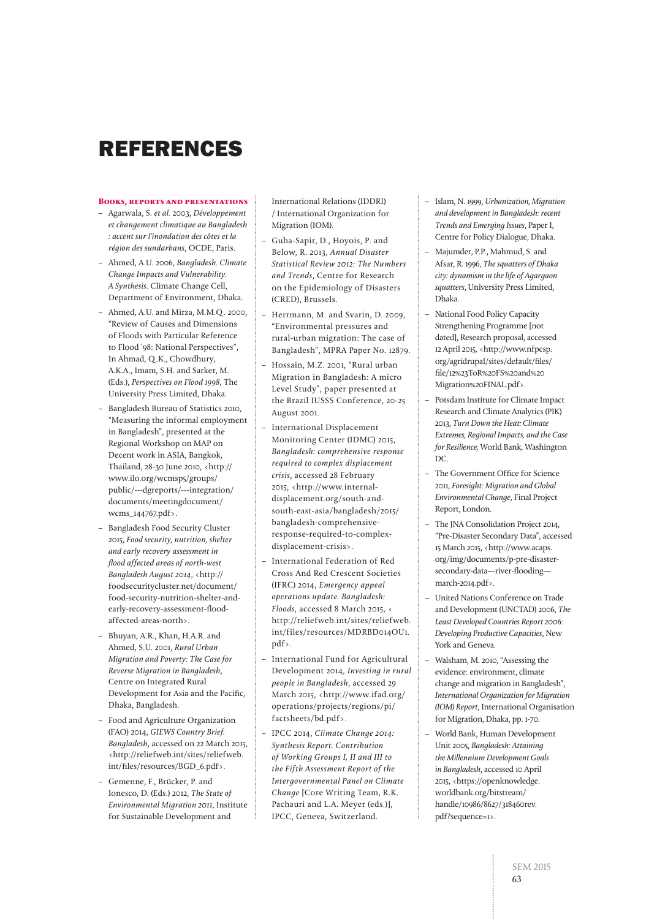# REFERENCES

### Books, reports and presentations

- Agarwala, S. *et al.* 2003, *Développement et changement climatique au Bangladesh : accent sur l'inondation des côtes et la région des sundarbans*, OCDE, Paris.
- Ahmed, A.U. 2006, *Bangladesh. Climate Change Impacts and Vulnerability. A Synthesis*. Climate Change Cell, Department of Environment, Dhaka.
- Ahmed, A.U. and Mirza, M.M.Q. 2000, "Review of Causes and Dimensions of Floods with Particular Reference to Flood '98: National Perspectives", In Ahmad, Q.K., Chowdhury, A.K.A., Imam, S.H. and Sarker, M. (Eds.), *Perspectives on Flood 1998*, The University Press Limited, Dhaka.
- Bangladesh Bureau of Statistics 2010, "Measuring the informal employment in Bangladesh", presented at the Regional Workshop on MAP on Decent work in ASIA, Bangkok, Thailand, 28-30 June 2010, <http://www.ilo.org/wcmsp5/groups/public/---dgreports/---integration/documents/meetingdocument/wcms_144767.pdf>.
- Bangladesh Food Security Cluster 2015, *Food security, nutrition, shelter and early recovery assessment in flood affected areas of north-west Bangladesh August 2014*, <http://foodsecuritycluster.net/document/food-security-nutrition-shelter-and-early-recovery-assessment-flood-affected-areas-north>.
- Bhuyan, A.R., Khan, H.A.R. and Ahmed, S.U. 2001, *Rural Urban Migration and Poverty: The Case for Reverse Migration in Bangladesh*, Centre on Integrated Rural Development for Asia and the Pacific, Dhaka, Bangladesh.
- Food and Agriculture Organization (FAO) 2014, *GIEWS Country Brief. Bangladesh*, accessed on 22 March 2015, <http://reliefweb.int/sites/reliefweb.int/files/resources/BGD_6.pdf>.
- Gemenne, F., Brücker, P. and Ionesco, D. (Eds.) 2012, *The State of Environmental Migration 2011*, Institute for Sustainable Development and International Relations (IDDRI) / International Organization for Migration (IOM).
- Guha-Sapir, D., Hoyois, P. and Below, R. 2013, *Annual Disaster Statistical Review 2012: The Numbers and Trends*, Centre for Research on the Epidemiology of Disasters (CRED), Brussels.
- Herrmann, M. and Svarin, D. 2009, "Environmental pressures and rural-urban migration: The case of Bangladesh", MPRA Paper No. 12879.
- Hossain, M.Z. 2001, "Rural urban Migration in Bangladesh: A micro Level Study", paper presented at the Brazil IUSSS Conference, 20-25 August 2001.
- International Displacement Monitoring Center (IDMC) 2015, *Bangladesh: comprehensive response required to complex displacement crisis*, accessed 28 February 2015, <http://www.internal-displacement.org/south-and-south-east-asia/bangladesh/2015/bangladesh-comprehensive-response-required-to-complex-displacement-crisis>.
- International Federation of Red Cross And Red Crescent Societies (IFRC) 2014, *Emergency appeal operations update. Bangladesh: Floods*, accessed 8 March 2015, <http://reliefweb.int/sites/reliefweb.int/files/resources/MDRBD014OU1.pdf>.
- International Fund for Agricultural Development 2014, *Investing in rural people in Bangladesh*, accessed 29 March 2015, <http://www.ifad.org/operations/projects/regions/pi/factsheets/bd.pdf>.
- IPCC 2014, *Climate Change 2014: Synthesis Report. Contribution of Working Groups I, II and III to the Fifth Assessment Report of the Intergovernmental Panel on Climate Change* [Core Writing Team, R.K. Pachauri and L.A. Meyer (eds.)], IPCC, Geneva, Switzerland.
- Islam, N. 1999, *Urbanization, Migration and development in Bangladesh: recent Trends and Emerging Issues*, Paper I, Centre for Policy Dialogue, Dhaka.
- Majumder, P.P., Mahmud, S. and Afsar, R. 1996, *The squatters of Dhaka city: dynamism in the life of Agargaon squatters*, University Press Limited, Dhaka.
- National Food Policy Capacity Strengthening Programme [not dated], Research proposal, accessed 12 April 2015, <http://www.nfpcsp.org/agridrupal/sites/default/files/file/12%23ToR%20FS%20and%20Migration%20FINAL.pdf>.
- Potsdam Institute for Climate Impact Research and Climate Analytics (PIK) 2013, *Turn Down the Heat: Climate Extremes, Regional Impacts, and the Case for Resilience*, World Bank, Washington DC.
- The Government Office for Science 2011, *Foresight: Migration and Global Environmental Change*, Final Project Report, London.
- The JNA Consolidation Project 2014, "Pre-Disaster Secondary Data", accessed 15 March 2015, <http://www.acaps.org/img/documents/p-pre-disaster-secondary-data---river-flooding---march-2014.pdf>.
- United Nations Conference on Trade and Development (UNCTAD) 2006, *The Least Developed Countries Report 2006: Developing Productive Capacities*, New York and Geneva.
- Walsham, M. 2010, "Assessing the evidence: environment, climate change and migration in Bangladesh", *International Organization for Migration (IOM) Report*, International Organisation for Migration, Dhaka, pp. 1-70.
- World Bank, Human Development Unit 2005, *Bangladesh: Attaining the Millennium Development Goals in Bangladesh*, accessed 10 April 2015, <https://openknowledge.worldbank.org/bitstream/handle/10986/8627/318460rev.pdf?sequence=1>.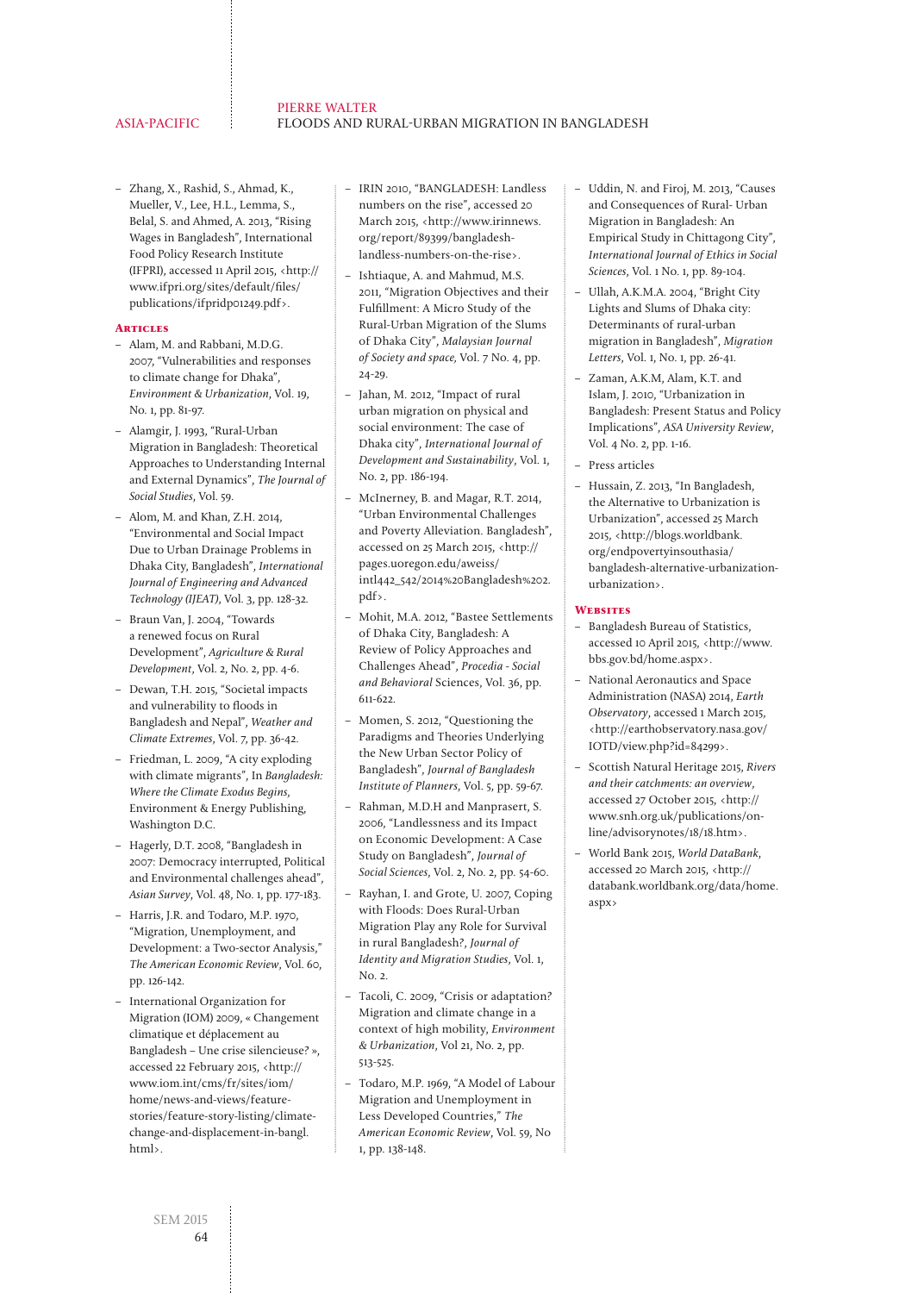- Zhang, X., Rashid, S., Ahmad, K., Mueller, V., Lee, H.L., Lemma, S., Belal, S. and Ahmed, A. 2013, "Rising Wages in Bangladesh", International Food Policy Research Institute (IFPRI), accessed 11 April 2015, <http://www.ifpri.org/sites/default/files/publications/ifpridp01249.pdf>.

### Articles

- Alam, M. and Rabbani, M.D.G. 2007, "Vulnerabilities and responses to climate change for Dhaka", *Environment & Urbanization*, Vol. 19, No. 1, pp. 81-97.
- Alamgir, J. 1993, "Rural-Urban Migration in Bangladesh: Theoretical Approaches to Understanding Internal and External Dynamics", *The Journal of Social Studies*, Vol. 59.
- Alom, M. and Khan, Z.H. 2014, "Environmental and Social Impact Due to Urban Drainage Problems in Dhaka City, Bangladesh", *International Journal of Engineering and Advanced Technology (IJEAT)*, Vol. 3, pp. 128-32.
- Braun Van, J. 2004, "Towards a renewed focus on Rural Development", *Agriculture & Rural Development*, Vol. 2, No. 2, pp. 4-6.
- Dewan, T.H. 2015, "Societal impacts and vulnerability to floods in Bangladesh and Nepal", *Weather and Climate Extremes*, Vol. 7, pp. 36-42.
- Friedman, L. 2009, "A city exploding with climate migrants", In *Bangladesh: Where the Climate Exodus Begins*, Environment & Energy Publishing, Washington D.C.
- Hagerly, D.T. 2008, "Bangladesh in 2007: Democracy interrupted, Political and Environmental challenges ahead", *Asian Survey*, Vol. 48, No. 1, pp. 177-183.
- Harris, J.R. and Todaro, M.P. 1970, "Migration, Unemployment, and Development: a Two-sector Analysis," *The American Economic Review*, Vol. 60, pp. 126-142.
- International Organization for Migration (IOM) 2009, « Changement climatique et déplacement au Bangladesh – Une crise silencieuse? », accessed 22 February 2015, <http://www.iom.int/cms/fr/sites/iom/home/news-and-views/feature-stories/feature-story-listing/climate-change-and-displacement-in-bangl.html>.
- IRIN 2010, "BANGLADESH: Landless numbers on the rise", accessed 20 March 2015, <http://www.irinnews.org/report/89399/bangladesh-landless-numbers-on-the-rise>.
- Ishtiaque, A. and Mahmud, M.S. 2011, "Migration Objectives and their Fulfillment: A Micro Study of the Rural-Urban Migration of the Slums of Dhaka City", *Malaysian Journal of Society and space,* Vol. 7 No. 4, pp. 24-29.
- Jahan, M. 2012, "Impact of rural urban migration on physical and social environment: The case of Dhaka city", *International Journal of Development and Sustainability*, Vol. 1, No. 2, pp. 186-194.
- McInerney, B. and Magar, R.T. 2014, "Urban Environmental Challenges and Poverty Alleviation. Bangladesh", accessed on 25 March 2015, <http://pages.uoregon.edu/aweiss/intl442_542/2014%20Bangladesh%202.pdf>.
- Mohit, M.A. 2012, "Bastee Settlements of Dhaka City, Bangladesh: A Review of Policy Approaches and Challenges Ahead", *Procedia - Social and Behavioral* Sciences, Vol. 36, pp. 611-622.
- Momen, S. 2012, "Questioning the Paradigms and Theories Underlying the New Urban Sector Policy of Bangladesh", *Journal of Bangladesh Institute of Planners*, Vol. 5, pp. 59-67.
- Rahman, M.D.H and Manprasert, S. 2006, "Landlessness and its Impact on Economic Development: A Case Study on Bangladesh", *Journal of Social Sciences*, Vol. 2, No. 2, pp. 54-60.
- Rayhan, I. and Grote, U. 2007, Coping with Floods: Does Rural-Urban Migration Play any Role for Survival in rural Bangladesh?, *Journal of Identity and Migration Studies*, Vol. 1, No. 2.
- Tacoli, C. 2009, "Crisis or adaptation? Migration and climate change in a context of high mobility, *Environment & Urbanization*, Vol 21, No. 2, pp. 513-525.
- Todaro, M.P. 1969, "A Model of Labour Migration and Unemployment in Less Developed Countries," *The American Economic Review*, Vol. 59, No 1, pp. 138-148.
- Uddin, N. and Firoj, M. 2013, "Causes and Consequences of Rural- Urban Migration in Bangladesh: An Empirical Study in Chittagong City", *International Journal of Ethics in Social Sciences*, Vol. 1 No. 1, pp. 89-104.
- Ullah, A.K.M.A. 2004, "Bright City Lights and Slums of Dhaka city: Determinants of rural-urban migration in Bangladesh", *Migration Letters*, Vol. 1, No. 1, pp. 26-41.
- Zaman, A.K.M, Alam, K.T. and Islam, J. 2010, "Urbanization in Bangladesh: Present Status and Policy Implications", *ASA University Review*, Vol. 4 No. 2, pp. 1-16.
- Press articles
- Hussain, Z. 2013, "In Bangladesh, the Alternative to Urbanization is Urbanization", accessed 25 March 2015, <http://blogs.worldbank.org/endpovertyinsouthasia/bangladesh-alternative-urbanization-urbanization>.

### Websites

- Bangladesh Bureau of Statistics, accessed 10 April 2015, <http://www.bbs.gov.bd/home.aspx>.
- National Aeronautics and Space Administration (NASA) 2014, *Earth Observatory*, accessed 1 March 2015, <http://earthobservatory.nasa.gov/IOTD/view.php?id=84299>.
- Scottish Natural Heritage 2015, *Rivers and their catchments: an overview*, accessed 27 October 2015, <http://www.snh.org.uk/publications/on-line/advisorynotes/18/18.htm>.
- World Bank 2015, *World DataBank*, accessed 20 March 2015, <http://databank.worldbank.org/data/home.aspx>